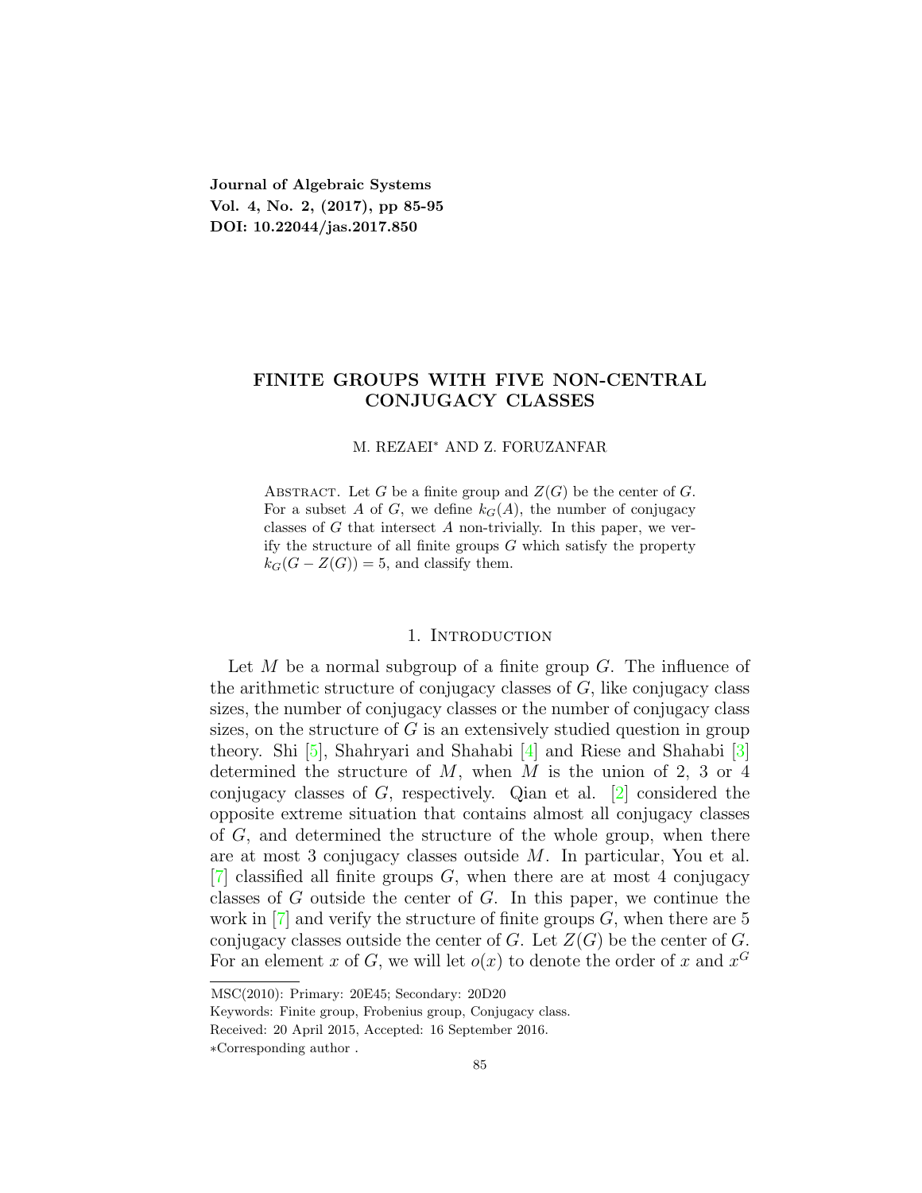**Journal of Algebraic Systems**
**Vol. 4, No. 2, (2017), pp 85-95**
**DOI: 10.22044/jas.2017.850**

# FINITE GROUPS WITH FIVE NON-CENTRAL CONJUGACY CLASSES

M. REZAEI* AND Z. FORUZANFAR

Abstract. Let $G$ be a finite group and $Z(G)$ be the center of $G$. For a subset $A$ of $G$, we define $k_G(A)$, the number of conjugacy classes of $G$ that intersect $A$ non-trivially. In this paper, we verify the structure of all finite groups $G$ which satisfy the property $k_G(G - Z(G)) = 5$, and classify them.

## 1. Introduction

Let $M$ be a normal subgroup of a finite group $G$. The influence of the arithmetic structure of conjugacy classes of $G$, like conjugacy class sizes, the number of conjugacy classes or the number of conjugacy class sizes, on the structure of $G$ is an extensively studied question in group theory. Shi [5], Shahryari and Shahabi [4] and Riese and Shahabi [3] determined the structure of $M$, when $M$ is the union of 2, 3 or 4 conjugacy classes of $G$, respectively. Qian et al. [2] considered the opposite extreme situation that contains almost all conjugacy classes of $G$, and determined the structure of the whole group, when there are at most 3 conjugacy classes outside $M$. In particular, You et al. [7] classified all finite groups $G$, when there are at most 4 conjugacy classes of $G$ outside the center of $G$. In this paper, we continue the work in [7] and verify the structure of finite groups $G$, when there are 5 conjugacy classes outside the center of $G$. Let $Z(G)$ be the center of $G$. For an element $x$ of $G$, we will let $o(x)$ to denote the order of $x$ and $x^G$

MSC(2010): Primary: 20E45; Secondary: 20D20

Keywords: Finite group, Frobenius group, Conjugacy class.

Received: 20 April 2015, Accepted: 16 September 2016.

*Corresponding author .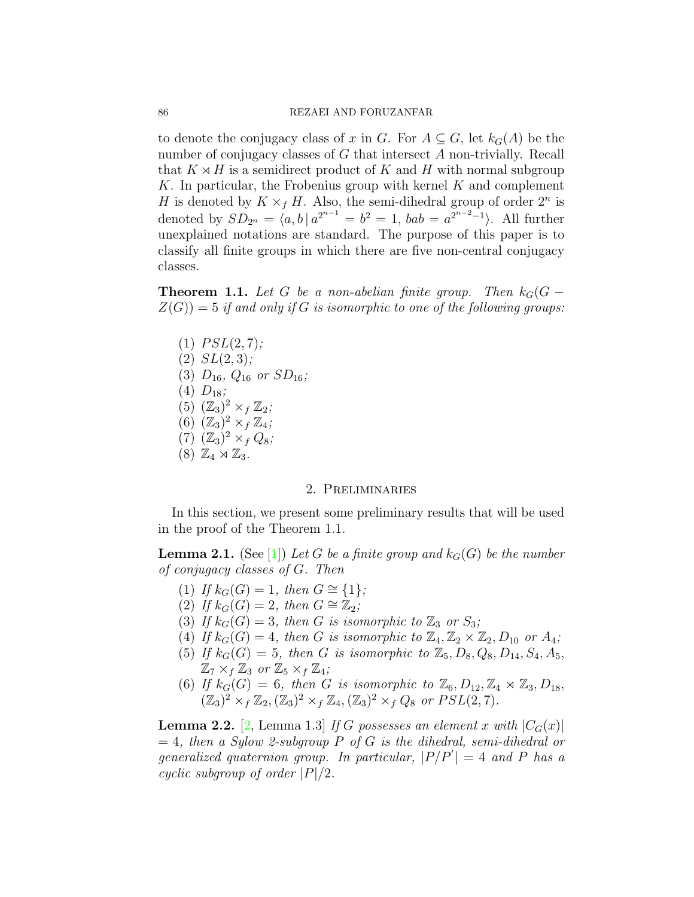to denote the conjugacy class of $x$ in $G$. For $A \subseteq G$, let $k_G(A)$ be the number of conjugacy classes of $G$ that intersect $A$ non-trivially. Recall that $K \rtimes H$ is a semidirect product of $K$ and $H$ with normal subgroup $K$. In particular, the Frobenius group with kernel $K$ and complement $H$ is denoted by $K \times_f H$. Also, the semi-dihedral group of order $2^n$ is denoted by $SD_{2^n} = \langle a, b \mid a^{2^{n-1}} = b^2 = 1,\, bab = a^{2^{n-2}-1} \rangle$. All further unexplained notations are standard. The purpose of this paper is to classify all finite groups in which there are five non-central conjugacy classes.

**Theorem 1.1.** *Let $G$ be a non-abelian finite group. Then $k_G(G - Z(G)) = 5$ if and only if $G$ is isomorphic to one of the following groups:*

1. $PSL(2, 7)$*;*
2. $SL(2, 3)$*;*
3. $D_{16}$*,* $Q_{16}$ *or* $SD_{16}$*;*
4. $D_{18}$*;*
5. $(\mathbb{Z}_3)^2 \times_f \mathbb{Z}_2$*;*
6. $(\mathbb{Z}_3)^2 \times_f \mathbb{Z}_4$*;*
7. $(\mathbb{Z}_3)^2 \times_f Q_8$*;*
8. $\mathbb{Z}_4 \rtimes \mathbb{Z}_3$.

## 2. Preliminaries

In this section, we present some preliminary results that will be used in the proof of the Theorem 1.1.

**Lemma 2.1.** (See [1]) *Let $G$ be a finite group and $k_G(G)$ be the number of conjugacy classes of $G$. Then*

1. *If $k_G(G) = 1$, then $G \cong \{1\}$;*
2. *If $k_G(G) = 2$, then $G \cong \mathbb{Z}_2$;*
3. *If $k_G(G) = 3$, then $G$ is isomorphic to $\mathbb{Z}_3$ or $S_3$;*
4. *If $k_G(G) = 4$, then $G$ is isomorphic to $\mathbb{Z}_4, \mathbb{Z}_2 \times \mathbb{Z}_2, D_{10}$ or $A_4$;*
5. *If $k_G(G) = 5$, then $G$ is isomorphic to $\mathbb{Z}_5, D_8, Q_8, D_{14}, S_4, A_5$, $\mathbb{Z}_7 \times_f \mathbb{Z}_3$ or $\mathbb{Z}_5 \times_f \mathbb{Z}_4$;*
6. *If $k_G(G) = 6$, then $G$ is isomorphic to $\mathbb{Z}_6, D_{12}, \mathbb{Z}_4 \rtimes \mathbb{Z}_3, D_{18}$, $(\mathbb{Z}_3)^2 \times_f \mathbb{Z}_2, (\mathbb{Z}_3)^2 \times_f \mathbb{Z}_4, (\mathbb{Z}_3)^2 \times_f Q_8$ or $PSL(2, 7)$.*

**Lemma 2.2.** [2, Lemma 1.3] *If $G$ possesses an element $x$ with $|C_G(x)| = 4$, then a Sylow 2-subgroup $P$ of $G$ is the dihedral, semi-dihedral or generalized quaternion group. In particular, $|P/P'| = 4$ and $P$ has a cyclic subgroup of order $|P|/2$.*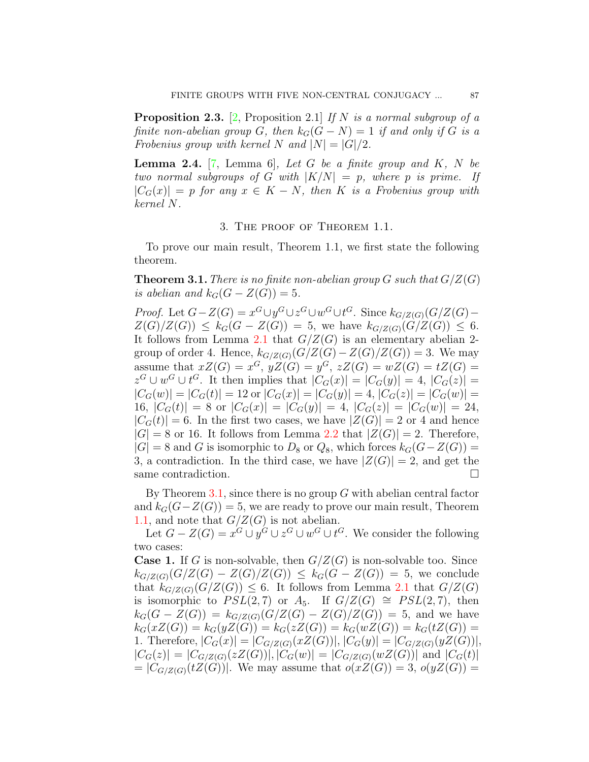**Proposition 2.3.** [2, Proposition 2.1] *If $N$ is a normal subgroup of a finite non-abelian group $G$, then $k_G(G - N) = 1$ if and only if $G$ is a Frobenius group with kernel $N$ and $|N| = |G|/2$.*

**Lemma 2.4.** [7, Lemma 6], *Let $G$ be a finite group and $K$, $N$ be two normal subgroups of $G$ with $|K/N| = p$, where $p$ is prime. If $|C_G(x)| = p$ for any $x \in K - N$, then $K$ is a Frobenius group with kernel $N$.*

## 3. The proof of Theorem 1.1.

To prove our main result, Theorem 1.1, we first state the following theorem.

**Theorem 3.1.** *There is no finite non-abelian group $G$ such that $G/Z(G)$ is abelian and $k_G(G - Z(G)) = 5$.*

*Proof.* Let $G - Z(G) = x^G \cup y^G \cup z^G \cup w^G \cup t^G$. Since $k_{G/Z(G)}(G/Z(G) - Z(G)/Z(G)) \leq k_G(G - Z(G)) = 5$, we have $k_{G/Z(G)}(G/Z(G)) \leq 6$. It follows from Lemma 2.1 that $G/Z(G)$ is an elementary abelian 2-group of order 4. Hence, $k_{G/Z(G)}(G/Z(G) - Z(G)/Z(G)) = 3$. We may assume that $xZ(G) = x^G$, $yZ(G) = y^G$, $zZ(G) = wZ(G) = tZ(G) = z^G \cup w^G \cup t^G$. It then implies that $|C_G(x)| = |C_G(y)| = 4$, $|C_G(z)| = |C_G(w)| = |C_G(t)| = 12$ or $|C_G(x)| = |C_G(y)| = 4$, $|C_G(z)| = |C_G(w)| = 16$, $|C_G(t)| = 8$ or $|C_G(x)| = |C_G(y)| = 4$, $|C_G(z)| = |C_G(w)| = 24$, $|C_G(t)| = 6$. In the first two cases, we have $|Z(G)| = 2$ or $4$ and hence $|G| = 8$ or $16$. It follows from Lemma 2.2 that $|Z(G)| = 2$. Therefore, $|G| = 8$ and $G$ is isomorphic to $D_8$ or $Q_8$, which forces $k_G(G - Z(G)) = 3$, a contradiction. In the third case, we have $|Z(G)| = 2$, and get the same contradiction. $\square$

By Theorem 3.1, since there is no group $G$ with abelian central factor and $k_G(G - Z(G)) = 5$, we are ready to prove our main result, Theorem 1.1, and note that $G/Z(G)$ is not abelian.

Let $G - Z(G) = x^G \cup y^G \cup z^G \cup w^G \cup t^G$. We consider the following two cases:

**Case 1.** If $G$ is non-solvable, then $G/Z(G)$ is non-solvable too. Since $k_{G/Z(G)}(G/Z(G) - Z(G)/Z(G)) \leq k_G(G - Z(G)) = 5$, we conclude that $k_{G/Z(G)}(G/Z(G)) \leq 6$. It follows from Lemma 2.1 that $G/Z(G)$ is isomorphic to $PSL(2, 7)$ or $A_5$. If $G/Z(G) \cong PSL(2, 7)$, then $k_G(G - Z(G)) = k_{G/Z(G)}(G/Z(G) - Z(G)/Z(G)) = 5$, and we have $k_G(xZ(G)) = k_G(yZ(G)) = k_G(zZ(G)) = k_G(wZ(G)) = k_G(tZ(G)) = 1$. Therefore, $|C_G(x)| = |C_{G/Z(G)}(xZ(G))|$, $|C_G(y)| = |C_{G/Z(G)}(yZ(G))|$, $|C_G(z)| = |C_{G/Z(G)}(zZ(G))|$, $|C_G(w)| = |C_{G/Z(G)}(wZ(G))|$ and $|C_G(t)| = |C_{G/Z(G)}(tZ(G))|$. We may assume that $o(xZ(G)) = 3$, $o(yZ(G)) =$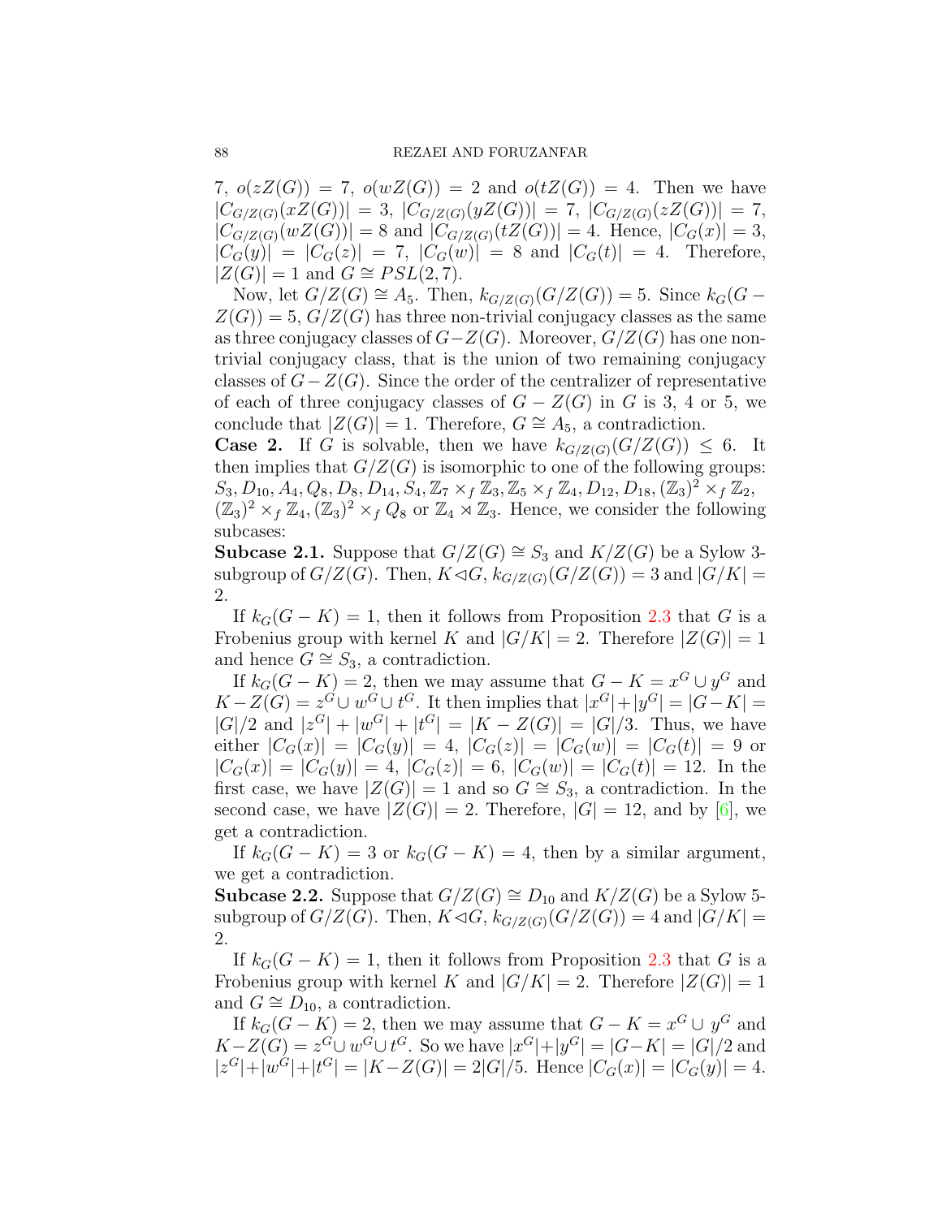7, $o(zZ(G)) = 7$, $o(wZ(G)) = 2$ and $o(tZ(G)) = 4$. Then we have $|C_{G/Z(G)}(xZ(G))| = 3$, $|C_{G/Z(G)}(yZ(G))| = 7$, $|C_{G/Z(G)}(zZ(G))| = 7$, $|C_{G/Z(G)}(wZ(G))| = 8$ and $|C_{G/Z(G)}(tZ(G))| = 4$. Hence, $|C_G(x)| = 3$, $|C_G(y)| = |C_G(z)| = 7$, $|C_G(w)| = 8$ and $|C_G(t)| = 4$. Therefore, $|Z(G)| = 1$ and $G \cong PSL(2, 7)$.

Now, let $G/Z(G) \cong A_5$. Then, $k_{G/Z(G)}(G/Z(G)) = 5$. Since $k_G(G - Z(G)) = 5$, $G/Z(G)$ has three non-trivial conjugacy classes as the same as three conjugacy classes of $G - Z(G)$. Moreover, $G/Z(G)$ has one non-trivial conjugacy class, that is the union of two remaining conjugacy classes of $G - Z(G)$. Since the order of the centralizer of representative of each of three conjugacy classes of $G - Z(G)$ in $G$ is 3, 4 or 5, we conclude that $|Z(G)| = 1$. Therefore, $G \cong A_5$, a contradiction.

**Case 2.** If $G$ is solvable, then we have $k_{G/Z(G)}(G/Z(G)) \leq 6$. It then implies that $G/Z(G)$ is isomorphic to one of the following groups: $S_3, D_{10}, A_4, Q_8, D_8, D_{14}, S_4, \mathbb{Z}_7 \times_f \mathbb{Z}_3, \mathbb{Z}_5 \times_f \mathbb{Z}_4, D_{12}, D_{18}, (\mathbb{Z}_3)^2 \times_f \mathbb{Z}_2$, $(\mathbb{Z}_3)^2 \times_f \mathbb{Z}_4, (\mathbb{Z}_3)^2 \times_f Q_8$ or $\mathbb{Z}_4 \rtimes \mathbb{Z}_3$. Hence, we consider the following subcases:

**Subcase 2.1.** Suppose that $G/Z(G) \cong S_3$ and $K/Z(G)$ be a Sylow 3-subgroup of $G/Z(G)$. Then, $K \lhd G$, $k_{G/Z(G)}(G/Z(G)) = 3$ and $|G/K| = 2$.

If $k_G(G - K) = 1$, then it follows from Proposition 2.3 that $G$ is a Frobenius group with kernel $K$ and $|G/K| = 2$. Therefore $|Z(G)| = 1$ and hence $G \cong S_3$, a contradiction.

If $k_G(G - K) = 2$, then we may assume that $G - K = x^G \cup y^G$ and $K - Z(G) = z^G \cup w^G \cup t^G$. It then implies that $|x^G| + |y^G| = |G - K| = |G|/2$ and $|z^G| + |w^G| + |t^G| = |K - Z(G)| = |G|/3$. Thus, we have either $|C_G(x)| = |C_G(y)| = 4$, $|C_G(z)| = |C_G(w)| = |C_G(t)| = 9$ or $|C_G(x)| = |C_G(y)| = 4$, $|C_G(z)| = 6$, $|C_G(w)| = |C_G(t)| = 12$. In the first case, we have $|Z(G)| = 1$ and so $G \cong S_3$, a contradiction. In the second case, we have $|Z(G)| = 2$. Therefore, $|G| = 12$, and by [6], we get a contradiction.

If $k_G(G - K) = 3$ or $k_G(G - K) = 4$, then by a similar argument, we get a contradiction.

**Subcase 2.2.** Suppose that $G/Z(G) \cong D_{10}$ and $K/Z(G)$ be a Sylow 5-subgroup of $G/Z(G)$. Then, $K \lhd G$, $k_{G/Z(G)}(G/Z(G)) = 4$ and $|G/K| = 2$.

If $k_G(G - K) = 1$, then it follows from Proposition 2.3 that $G$ is a Frobenius group with kernel $K$ and $|G/K| = 2$. Therefore $|Z(G)| = 1$ and $G \cong D_{10}$, a contradiction.

If $k_G(G - K) = 2$, then we may assume that $G - K = x^G \cup y^G$ and $K - Z(G) = z^G \cup w^G \cup t^G$. So we have $|x^G| + |y^G| = |G - K| = |G|/2$ and $|z^G| + |w^G| + |t^G| = |K - Z(G)| = 2|G|/5$. Hence $|C_G(x)| = |C_G(y)| = 4$.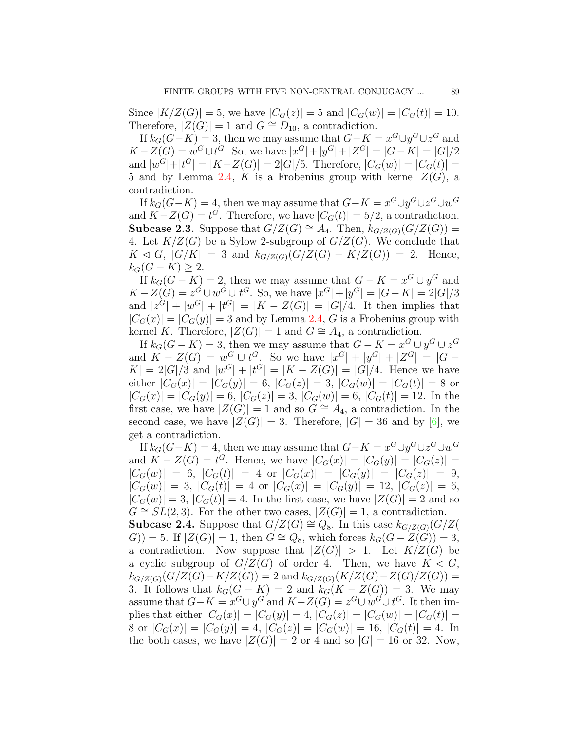Since $|K/Z(G)| = 5$, we have $|C_G(z)| = 5$ and $|C_G(w)| = |C_G(t)| = 10$. Therefore, $|Z(G)| = 1$ and $G \cong D_{10}$, a contradiction.

If $k_G(G-K) = 3$, then we may assume that $G-K = x^G \cup y^G \cup z^G$ and $K - Z(G) = w^G \cup t^G$. So, we have $|x^G|+|y^G|+|Z^G| = |G-K| = |G|/2$ and $|w^G|+|t^G| = |K-Z(G)| = 2|G|/5$. Therefore, $|C_G(w)| = |C_G(t)| = 5$ and by Lemma 2.4, $K$ is a Frobenius group with kernel $Z(G)$, a contradiction.

If $k_G(G-K) = 4$, then we may assume that $G-K = x^G \cup y^G \cup z^G \cup w^G$ and $K-Z(G) = t^G$. Therefore, we have $|C_G(t)| = 5/2$, a contradiction.

**Subcase 2.3.** Suppose that $G/Z(G) \cong A_4$. Then, $k_{G/Z(G)}(G/Z(G)) = 4$. Let $K/Z(G)$ be a Sylow 2-subgroup of $G/Z(G)$. We conclude that $K \lhd G$, $|G/K| = 3$ and $k_{G/Z(G)}(G/Z(G) - K/Z(G)) = 2$. Hence, $k_G(G-K) \geq 2$.

If $k_G(G-K) = 2$, then we may assume that $G - K = x^G \cup y^G$ and $K - Z(G) = z^G \cup w^G \cup t^G$. So, we have $|x^G| + |y^G| = |G-K| = 2|G|/3$ and $|z^G| + |w^G| + |t^G| = |K - Z(G)| = |G|/4$. It then implies that $|C_G(x)| = |C_G(y)| = 3$ and by Lemma 2.4, $G$ is a Frobenius group with kernel $K$. Therefore, $|Z(G)| = 1$ and $G \cong A_4$, a contradiction.

If $k_G(G-K) = 3$, then we may assume that $G - K = x^G \cup y^G \cup z^G$ and $K - Z(G) = w^G \cup t^G$. So we have $|x^G| + |y^G| + |Z^G| = |G - K| = 2|G|/3$ and $|w^G| + |t^G| = |K - Z(G)| = |G|/4$. Hence we have either $|C_G(x)| = |C_G(y)| = 6$, $|C_G(z)| = 3$, $|C_G(w)| = |C_G(t)| = 8$ or $|C_G(x)| = |C_G(y)| = 6$, $|C_G(z)| = 3$, $|C_G(w)| = 6$, $|C_G(t)| = 12$. In the first case, we have $|Z(G)| = 1$ and so $G \cong A_4$, a contradiction. In the second case, we have $|Z(G)| = 3$. Therefore, $|G| = 36$ and by [6], we get a contradiction.

If $k_G(G-K) = 4$, then we may assume that $G-K = x^G \cup y^G \cup z^G \cup w^G$ and $K - Z(G) = t^G$. Hence, we have $|C_G(x)| = |C_G(y)| = |C_G(z)| = |C_G(w)| = 6$, $|C_G(t)| = 4$ or $|C_G(x)| = |C_G(y)| = |C_G(z)| = 9$, $|C_G(w)| = 3$, $|C_G(t)| = 4$ or $|C_G(x)| = |C_G(y)| = 12$, $|C_G(z)| = 6$, $|C_G(w)| = 3$, $|C_G(t)| = 4$. In the first case, we have $|Z(G)| = 2$ and so $G \cong SL(2,3)$. For the other two cases, $|Z(G)| = 1$, a contradiction.

**Subcase 2.4.** Suppose that $G/Z(G) \cong Q_8$. In this case $k_{G/Z(G)}(G/Z(G)) = 5$. If $|Z(G)| = 1$, then $G \cong Q_8$, which forces $k_G(G-Z(G)) = 3$, a contradiction. Now suppose that $|Z(G)| > 1$. Let $K/Z(G)$ be a cyclic subgroup of $G/Z(G)$ of order 4. Then, $K \lhd G$, we have $k_{G/Z(G)}(G/Z(G) - K/Z(G)) = 2$ and $k_{G/Z(G)}(K/Z(G) - Z(G)/Z(G)) = 3$. It follows that $k_G(G-K) = 2$ and $k_G(K - Z(G)) = 3$. We may assume that $G-K = x^G \cup y^G$ and $K - Z(G) = z^G \cup w^G \cup t^G$. It then implies that either $|C_G(x)| = |C_G(y)| = 4$, $|C_G(z)| = |C_G(w)| = |C_G(t)| = 8$ or $|C_G(x)| = |C_G(y)| = 4$, $|C_G(z)| = |C_G(w)| = 16$, $|C_G(t)| = 4$. In the both cases, we have $|Z(G)| = 2$ or 4 and so $|G| = 16$ or 32. Now,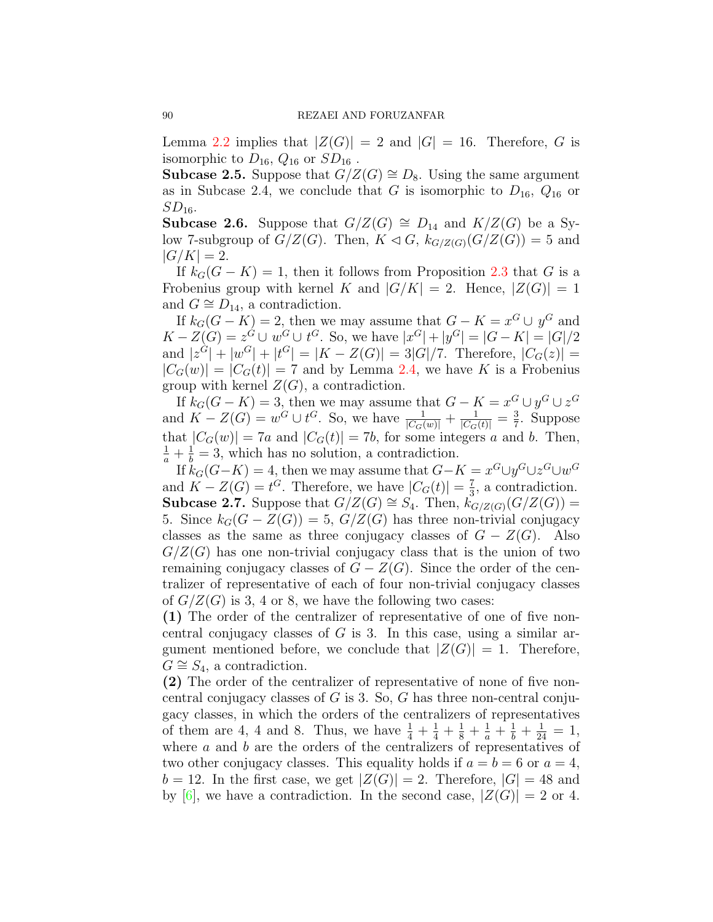Lemma 2.2 implies that $|Z(G)| = 2$ and $|G| = 16$. Therefore, $G$ is isomorphic to $D_{16}$, $Q_{16}$ or $SD_{16}$ .

**Subcase 2.5.** Suppose that $G/Z(G) \cong D_8$. Using the same argument as in Subcase 2.4, we conclude that $G$ is isomorphic to $D_{16}$, $Q_{16}$ or $SD_{16}$.

**Subcase 2.6.** Suppose that $G/Z(G) \cong D_{14}$ and $K/Z(G)$ be a Sylow 7-subgroup of $G/Z(G)$. Then, $K \lhd G$, $k_{G/Z(G)}(G/Z(G)) = 5$ and $|G/K| = 2$.

If $k_G(G - K) = 1$, then it follows from Proposition 2.3 that $G$ is a Frobenius group with kernel $K$ and $|G/K| = 2$. Hence, $|Z(G)| = 1$ and $G \cong D_{14}$, a contradiction.

If $k_G(G - K) = 2$, then we may assume that $G - K = x^G \cup y^G$ and $K - Z(G) = z^G \cup w^G \cup t^G$. So, we have $|x^G| + |y^G| = |G - K| = |G|/2$ and $|z^G| + |w^G| + |t^G| = |K - Z(G)| = 3|G|/7$. Therefore, $|C_G(z)| = |C_G(w)| = |C_G(t)| = 7$ and by Lemma 2.4, we have $K$ is a Frobenius group with kernel $Z(G)$, a contradiction.

If $k_G(G - K) = 3$, then we may assume that $G - K = x^G \cup y^G \cup z^G$ and $K - Z(G) = w^G \cup t^G$. So, we have $\frac{1}{|C_G(w)|} + \frac{1}{|C_G(t)|} = \frac{3}{7}$. Suppose that $|C_G(w)| = 7a$ and $|C_G(t)| = 7b$, for some integers $a$ and $b$. Then, $\frac{1}{a} + \frac{1}{b} = 3$, which has no solution, a contradiction.

If $k_G(G-K) = 4$, then we may assume that $G-K = x^G \cup y^G \cup z^G \cup w^G$ and $K - Z(G) = t^G$. Therefore, we have $|C_G(t)| = \frac{7}{3}$, a contradiction.

**Subcase 2.7.** Suppose that $G/Z(G) \cong S_4$. Then, $k_{G/Z(G)}(G/Z(G)) = 5$. Since $k_G(G - Z(G)) = 5$, $G/Z(G)$ has three non-trivial conjugacy classes as the same as three conjugacy classes of $G - Z(G)$. Also $G/Z(G)$ has one non-trivial conjugacy class that is the union of two remaining conjugacy classes of $G - Z(G)$. Since the order of the centralizer of representative of each of four non-trivial conjugacy classes of $G/Z(G)$ is 3, 4 or 8, we have the following two cases:

**(1)** The order of the centralizer of representative of one of five non-central conjugacy classes of $G$ is 3. In this case, using a similar argument mentioned before, we conclude that $|Z(G)| = 1$. Therefore, $G \cong S_4$, a contradiction.

**(2)** The order of the centralizer of representative of none of five non-central conjugacy classes of $G$ is 3. So, $G$ has three non-central conjugacy classes, in which the orders of the centralizers of representatives of them are 4, 4 and 8. Thus, we have $\frac{1}{4} + \frac{1}{4} + \frac{1}{8} + \frac{1}{a} + \frac{1}{b} + \frac{1}{24} = 1$, where $a$ and $b$ are the orders of the centralizers of representatives of two other conjugacy classes. This equality holds if $a = b = 6$ or $a = 4$, $b = 12$. In the first case, we get $|Z(G)| = 2$. Therefore, $|G| = 48$ and by [6], we have a contradiction. In the second case, $|Z(G)| = 2$ or 4.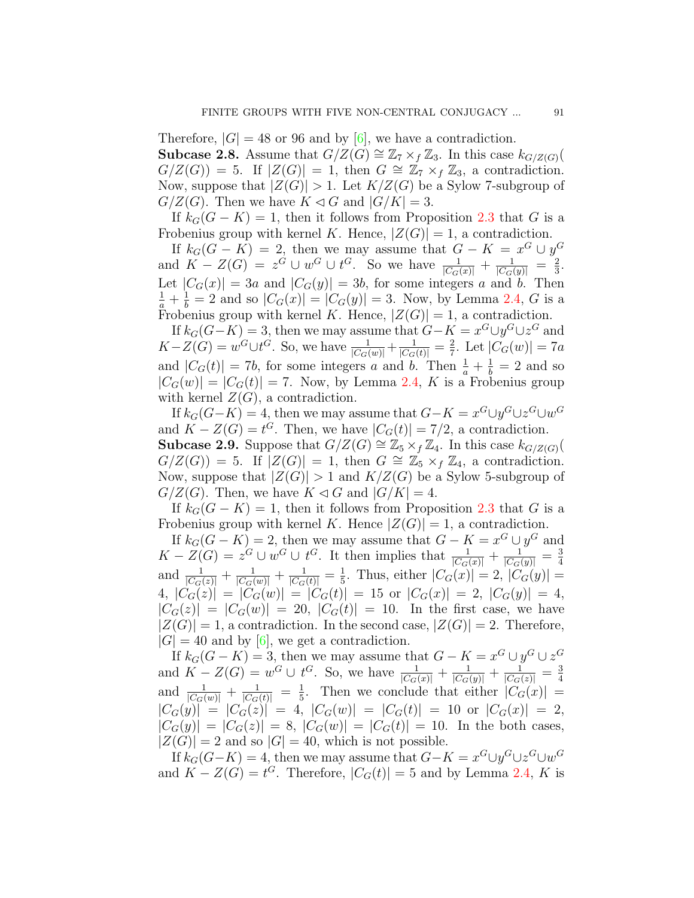Therefore, $|G| = 48$ or $96$ and by [6], we have a contradiction.

**Subcase 2.8.** Assume that $G/Z(G) \cong \mathbb{Z}_7 \times_f \mathbb{Z}_3$. In this case $k_{G/Z(G)}(G/Z(G)) = 5$. If $|Z(G)| = 1$, then $G \cong \mathbb{Z}_7 \times_f \mathbb{Z}_3$, a contradiction. Now, suppose that $|Z(G)| > 1$. Let $K/Z(G)$ be a Sylow 7-subgroup of $G/Z(G)$. Then we have $K \lhd G$ and $|G/K| = 3$.

If $k_G(G - K) = 1$, then it follows from Proposition 2.3 that $G$ is a Frobenius group with kernel $K$. Hence, $|Z(G)| = 1$, a contradiction.

If $k_G(G - K) = 2$, then we may assume that $G - K = x^G \cup y^G$ and $K - Z(G) = z^G \cup w^G \cup t^G$. So we have $\frac{1}{|C_G(x)|} + \frac{1}{|C_G(y)|} = \frac{2}{3}$. Let $|C_G(x)| = 3a$ and $|C_G(y)| = 3b$, for some integers $a$ and $b$. Then $\frac{1}{a} + \frac{1}{b} = 2$ and so $|C_G(x)| = |C_G(y)| = 3$. Now, by Lemma 2.4, $G$ is a Frobenius group with kernel $K$. Hence, $|Z(G)| = 1$, a contradiction.

If $k_G(G-K) = 3$, then we may assume that $G-K = x^G \cup y^G \cup z^G$ and $K - Z(G) = w^G \cup t^G$. So, we have $\frac{1}{|C_G(w)|} + \frac{1}{|C_G(t)|} = \frac{2}{7}$. Let $|C_G(w)| = 7a$ and $|C_G(t)| = 7b$, for some integers $a$ and $b$. Then $\frac{1}{a} + \frac{1}{b} = 2$ and so $|C_G(w)| = |C_G(t)| = 7$. Now, by Lemma 2.4, $K$ is a Frobenius group with kernel $Z(G)$, a contradiction.

If $k_G(G-K) = 4$, then we may assume that $G-K = x^G \cup y^G \cup z^G \cup w^G$ and $K - Z(G) = t^G$. Then, we have $|C_G(t)| = 7/2$, a contradiction.

**Subcase 2.9.** Suppose that $G/Z(G) \cong \mathbb{Z}_5 \times_f \mathbb{Z}_4$. In this case $k_{G/Z(G)}(G/Z(G)) = 5$. If $|Z(G)| = 1$, then $G \cong \mathbb{Z}_5 \times_f \mathbb{Z}_4$, a contradiction. Now, suppose that $|Z(G)| > 1$ and $K/Z(G)$ be a Sylow 5-subgroup of $G/Z(G)$. Then, we have $K \lhd G$ and $|G/K| = 4$.

If $k_G(G - K) = 1$, then it follows from Proposition 2.3 that $G$ is a Frobenius group with kernel $K$. Hence $|Z(G)| = 1$, a contradiction.

If $k_G(G - K) = 2$, then we may assume that $G - K = x^G \cup y^G$ and $K - Z(G) = z^G \cup w^G \cup t^G$. It then implies that $\frac{1}{|C_G(x)|} + \frac{1}{|C_G(y)|} = \frac{3}{4}$ and $\frac{1}{|C_G(z)|} + \frac{1}{|C_G(w)|} + \frac{1}{|C_G(t)|} = \frac{1}{5}$. Thus, either $|C_G(x)| = 2$, $|C_G(y)| = 4$, $|C_G(z)| = |C_G(w)| = |C_G(t)| = 15$ or $|C_G(x)| = 2$, $|C_G(y)| = 4$, $|C_G(z)| = |C_G(w)| = 20$, $|C_G(t)| = 10$. In the first case, we have $|Z(G)| = 1$, a contradiction. In the second case, $|Z(G)| = 2$. Therefore, $|G| = 40$ and by [6], we get a contradiction.

If $k_G(G - K) = 3$, then we may assume that $G - K = x^G \cup y^G \cup z^G$ and $K - Z(G) = w^G \cup t^G$. So, we have $\frac{1}{|C_G(x)|} + \frac{1}{|C_G(y)|} + \frac{1}{|C_G(z)|} = \frac{3}{4}$ and $\frac{1}{|C_G(w)|} + \frac{1}{|C_G(t)|} = \frac{1}{5}$. Then we conclude that either $|C_G(x)| = |C_G(y)| = |C_G(z)| = 4$, $|C_G(w)| = |C_G(t)| = 10$ or $|C_G(x)| = 2$, $|C_G(y)| = |C_G(z)| = 8$, $|C_G(w)| = |C_G(t)| = 10$. In the both cases, $|Z(G)| = 2$ and so $|G| = 40$, which is not possible.

If $k_G(G-K) = 4$, then we may assume that $G-K = x^G \cup y^G \cup z^G \cup w^G$ and $K - Z(G) = t^G$. Therefore, $|C_G(t)| = 5$ and by Lemma 2.4, $K$ is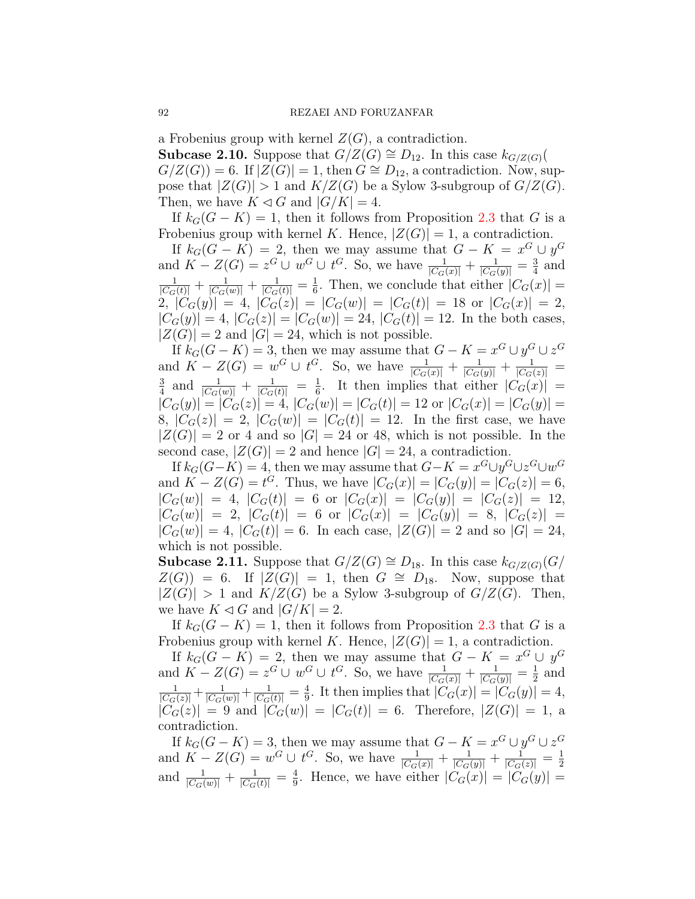a Frobenius group with kernel $Z(G)$, a contradiction.

**Subcase 2.10.** Suppose that $G/Z(G) \cong D_{12}$. In this case $k_{G/Z(G)}(G/Z(G)) = 6$. If $|Z(G)| = 1$, then $G \cong D_{12}$, a contradiction. Now, suppose that $|Z(G)| > 1$ and $K/Z(G)$ be a Sylow 3-subgroup of $G/Z(G)$. Then, we have $K \lhd G$ and $|G/K| = 4$.

If $k_G(G - K) = 1$, then it follows from Proposition 2.3 that $G$ is a Frobenius group with kernel $K$. Hence, $|Z(G)| = 1$, a contradiction.

If $k_G(G - K) = 2$, then we may assume that $G - K = x^G \cup y^G$ and $K - Z(G) = z^G \cup w^G \cup t^G$. So, we have $\frac{1}{|C_G(x)|} + \frac{1}{|C_G(y)|} = \frac{3}{4}$ and $\frac{1}{|C_G(t)|} + \frac{1}{|C_G(w)|} + \frac{1}{|C_G(t)|} = \frac{1}{6}$. Then, we conclude that either $|C_G(x)| = 2$, $|C_G(y)| = 4$, $|C_G(z)| = |C_G(w)| = |C_G(t)| = 18$ or $|C_G(x)| = 2$, $|C_G(y)| = 4$, $|C_G(z)| = |C_G(w)| = 24$, $|C_G(t)| = 12$. In the both cases, $|Z(G)| = 2$ and $|G| = 24$, which is not possible.

If $k_G(G - K) = 3$, then we may assume that $G - K = x^G \cup y^G \cup z^G$ and $K - Z(G) = w^G \cup t^G$. So, we have $\frac{1}{|C_G(x)|} + \frac{1}{|C_G(y)|} + \frac{1}{|C_G(z)|} = \frac{3}{4}$ and $\frac{1}{|C_G(w)|} + \frac{1}{|C_G(t)|} = \frac{1}{6}$. It then implies that either $|C_G(x)| = |C_G(y)| = |C_G(z)| = 4$, $|C_G(w)| = |C_G(t)| = 12$ or $|C_G(x)| = |C_G(y)| = 8$, $|C_G(z)| = 2$, $|C_G(w)| = |C_G(t)| = 12$. In the first case, we have $|Z(G)| = 2$ or $4$ and so $|G| = 24$ or $48$, which is not possible. In the second case, $|Z(G)| = 2$ and hence $|G| = 24$, a contradiction.

If $k_G(G-K) = 4$, then we may assume that $G-K = x^G \cup y^G \cup z^G \cup w^G$ and $K - Z(G) = t^G$. Thus, we have $|C_G(x)| = |C_G(y)| = |C_G(z)| = 6$, $|C_G(w)| = 4$, $|C_G(t)| = 6$ or $|C_G(x)| = |C_G(y)| = |C_G(z)| = 12$, $|C_G(w)| = 2$, $|C_G(t)| = 6$ or $|C_G(x)| = |C_G(y)| = 8$, $|C_G(z)| = |C_G(w)| = 4$, $|C_G(t)| = 6$. In each case, $|Z(G)| = 2$ and so $|G| = 24$, which is not possible.

**Subcase 2.11.** Suppose that $G/Z(G) \cong D_{18}$. In this case $k_{G/Z(G)}(G/Z(G)) = 6$. If $|Z(G)| = 1$, then $G \cong D_{18}$. Now, suppose that $|Z(G)| > 1$ and $K/Z(G)$ be a Sylow 3-subgroup of $G/Z(G)$. Then, we have $K \lhd G$ and $|G/K| = 2$.

If $k_G(G - K) = 1$, then it follows from Proposition 2.3 that $G$ is a Frobenius group with kernel $K$. Hence, $|Z(G)| = 1$, a contradiction.

If $k_G(G - K) = 2$, then we may assume that $G - K = x^G \cup y^G$ and $K - Z(G) = z^G \cup w^G \cup t^G$. So, we have $\frac{1}{|C_G(x)|} + \frac{1}{|C_G(y)|} = \frac{1}{2}$ and $\frac{1}{|C_G(z)|} + \frac{1}{|C_G(w)|} + \frac{1}{|C_G(t)|} = \frac{4}{9}$. It then implies that $|C_G(x)| = |C_G(y)| = 4$, $|C_G(z)| = 9$ and $|C_G(w)| = |C_G(t)| = 6$. Therefore, $|Z(G)| = 1$, a contradiction.

If $k_G(G - K) = 3$, then we may assume that $G - K = x^G \cup y^G \cup z^G$ and $K - Z(G) = w^G \cup t^G$. So, we have $\frac{1}{|C_G(x)|} + \frac{1}{|C_G(y)|} + \frac{1}{|C_G(z)|} = \frac{1}{2}$ and $\frac{1}{|C_G(w)|} + \frac{1}{|C_G(t)|} = \frac{4}{9}$. Hence, we have either $|C_G(x)| = |C_G(y)| =$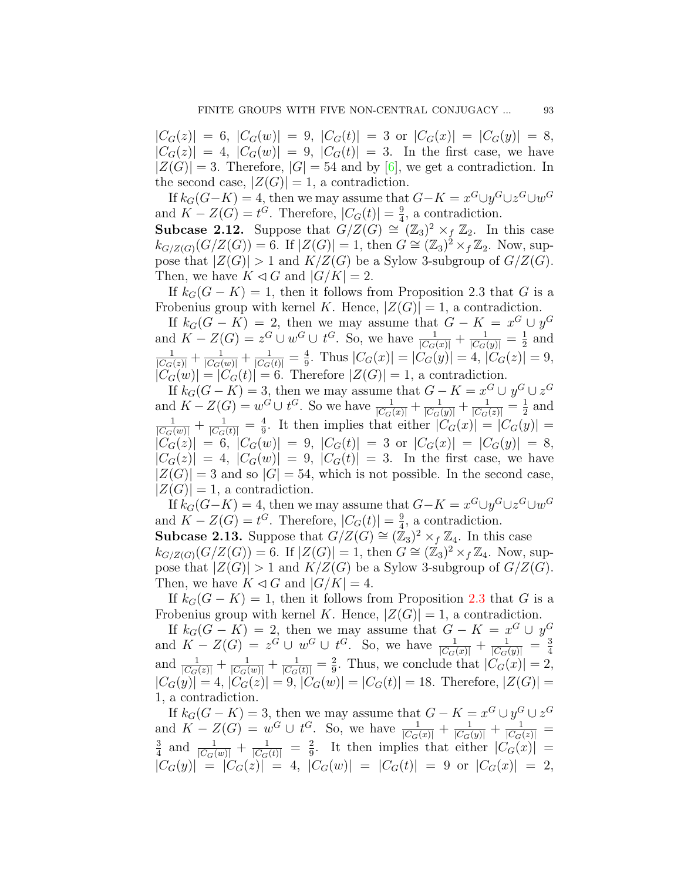$|C_G(z)| = 6$, $|C_G(w)| = 9$, $|C_G(t)| = 3$ or $|C_G(x)| = |C_G(y)| = 8$, $|C_G(z)| = 4$, $|C_G(w)| = 9$, $|C_G(t)| = 3$. In the first case, we have $|Z(G)| = 3$. Therefore, $|G| = 54$ and by [6], we get a contradiction. In the second case, $|Z(G)| = 1$, a contradiction.

If $k_G(G-K) = 4$, then we may assume that $G-K = x^G \cup y^G \cup z^G \cup w^G$ and $K - Z(G) = t^G$. Therefore, $|C_G(t)| = \frac{9}{4}$, a contradiction.

**Subcase 2.12.** Suppose that $G/Z(G) \cong (\mathbb{Z}_3)^2 \times_f \mathbb{Z}_2$. In this case $k_{G/Z(G)}(G/Z(G)) = 6$. If $|Z(G)| = 1$, then $G \cong (\mathbb{Z}_3)^2 \times_f \mathbb{Z}_2$. Now, suppose that $|Z(G)| > 1$ and $K/Z(G)$ be a Sylow 3-subgroup of $G/Z(G)$. Then, we have $K \lhd G$ and $|G/K| = 2$.

If $k_G(G-K) = 1$, then it follows from Proposition 2.3 that $G$ is a Frobenius group with kernel $K$. Hence, $|Z(G)| = 1$, a contradiction.

If $k_G(G-K) = 2$, then we may assume that $G - K = x^G \cup y^G$ and $K - Z(G) = z^G \cup w^G \cup t^G$. So, we have $\frac{1}{|C_G(x)|} + \frac{1}{|C_G(y)|} = \frac{1}{2}$ and $\frac{1}{|C_G(z)|} + \frac{1}{|C_G(w)|} + \frac{1}{|C_G(t)|} = \frac{4}{9}$. Thus $|C_G(x)| = |C_G(y)| = 4$, $|C_G(z)| = 9$, $|C_G(w)| = |C_G(t)| = 6$. Therefore $|Z(G)| = 1$, a contradiction.

If $k_G(G-K) = 3$, then we may assume that $G - K = x^G \cup y^G \cup z^G$ and $K - Z(G) = w^G \cup t^G$. So we have $\frac{1}{|C_G(x)|} + \frac{1}{|C_G(y)|} + \frac{1}{|C_G(z)|} = \frac{1}{2}$ and $\frac{1}{|C_G(w)|} + \frac{1}{|C_G(t)|} = \frac{4}{9}$. It then implies that either $|C_G(x)| = |C_G(y)| = |C_G(z)| = 6$, $|C_G(w)| = 9$, $|C_G(t)| = 3$ or $|C_G(x)| = |C_G(y)| = 8$, $|C_G(z)| = 4$, $|C_G(w)| = 9$, $|C_G(t)| = 3$. In the first case, we have $|Z(G)| = 3$ and so $|G| = 54$, which is not possible. In the second case, $|Z(G)| = 1$, a contradiction.

If $k_G(G-K) = 4$, then we may assume that $G-K = x^G \cup y^G \cup z^G \cup w^G$ and $K - Z(G) = t^G$. Therefore, $|C_G(t)| = \frac{9}{4}$, a contradiction.

**Subcase 2.13.** Suppose that $G/Z(G) \cong (\mathbb{Z}_3)^2 \times_f \mathbb{Z}_4$. In this case $k_{G/Z(G)}(G/Z(G)) = 6$. If $|Z(G)| = 1$, then $G \cong (\mathbb{Z}_3)^2 \times_f \mathbb{Z}_4$. Now, suppose that $|Z(G)| > 1$ and $K/Z(G)$ be a Sylow 3-subgroup of $G/Z(G)$. Then, we have $K \lhd G$ and $|G/K| = 4$.

If $k_G(G-K) = 1$, then it follows from Proposition 2.3 that $G$ is a Frobenius group with kernel $K$. Hence, $|Z(G)| = 1$, a contradiction.

If $k_G(G-K) = 2$, then we may assume that $G - K = x^G \cup y^G$ and $K - Z(G) = z^G \cup w^G \cup t^G$. So, we have $\frac{1}{|C_G(x)|} + \frac{1}{|C_G(y)|} = \frac{3}{4}$ and $\frac{1}{|C_G(z)|} + \frac{1}{|C_G(w)|} + \frac{1}{|C_G(t)|} = \frac{2}{9}$. Thus, we conclude that $|C_G(x)| = 2$, $|C_G(y)| = 4$, $|C_G(z)| = 9$, $|C_G(w)| = |C_G(t)| = 18$. Therefore, $|Z(G)| = 1$, a contradiction.

If $k_G(G-K) = 3$, then we may assume that $G - K = x^G \cup y^G \cup z^G$ and $K - Z(G) = w^G \cup t^G$. So, we have $\frac{1}{|C_G(x)|} + \frac{1}{|C_G(y)|} + \frac{1}{|C_G(z)|} = \frac{3}{4}$ and $\frac{1}{|C_G(w)|} + \frac{1}{|C_G(t)|} = \frac{2}{9}$. It then implies that either $|C_G(x)| = |C_G(y)| = |C_G(z)| = 4$, $|C_G(w)| = |C_G(t)| = 9$ or $|C_G(x)| = 2$,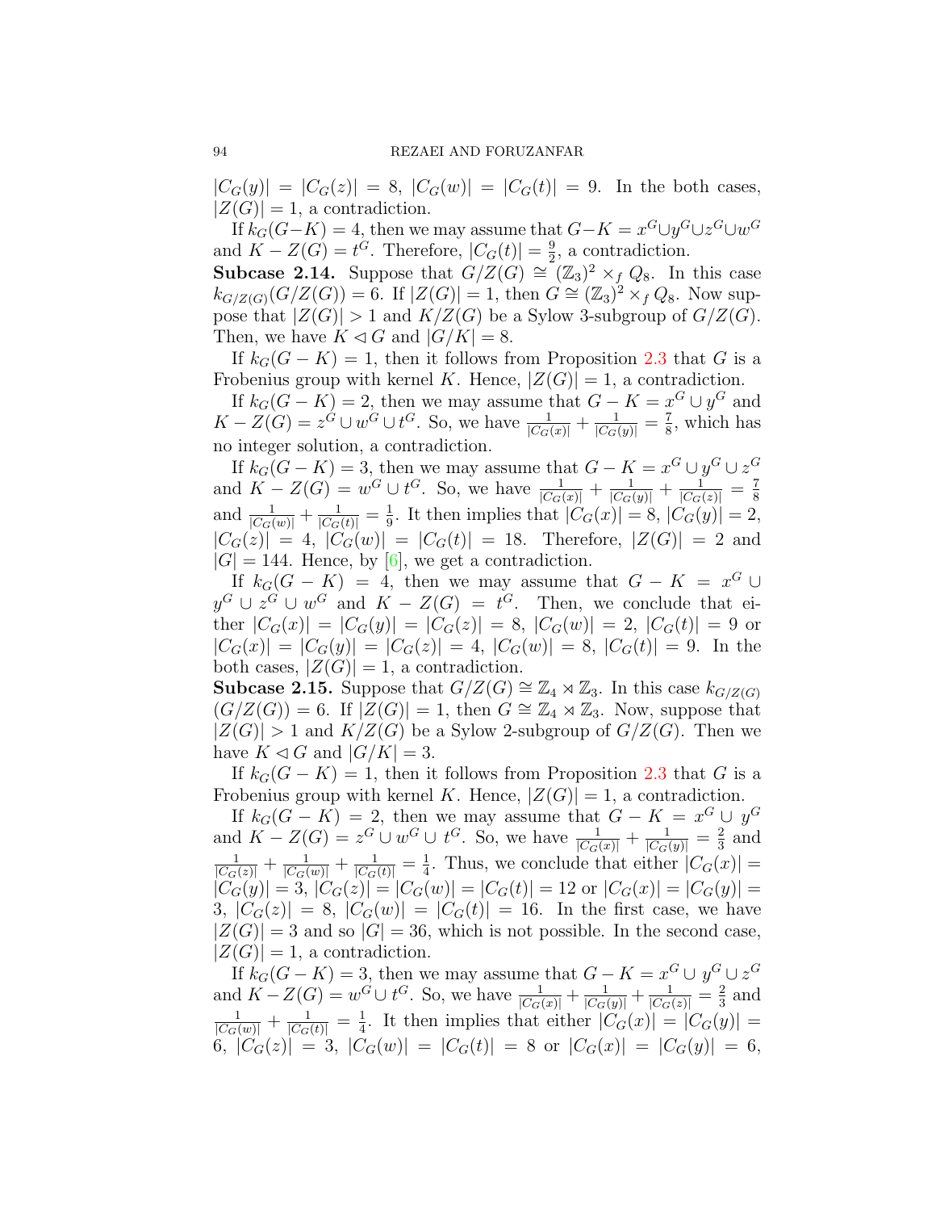$|C_G(y)| = |C_G(z)| = 8$, $|C_G(w)| = |C_G(t)| = 9$. In the both cases, $|Z(G)| = 1$, a contradiction.

If $k_G(G-K) = 4$, then we may assume that $G-K = x^G \cup y^G \cup z^G \cup w^G$ and $K - Z(G) = t^G$. Therefore, $|C_G(t)| = \frac{9}{2}$, a contradiction.

**Subcase 2.14.** Suppose that $G/Z(G) \cong (\mathbb{Z}_3)^2 \times_f Q_8$. In this case $k_{G/Z(G)}(G/Z(G)) = 6$. If $|Z(G)| = 1$, then $G \cong (\mathbb{Z}_3)^2 \times_f Q_8$. Now suppose that $|Z(G)| > 1$ and $K/Z(G)$ be a Sylow 3-subgroup of $G/Z(G)$. Then, we have $K \lhd G$ and $|G/K| = 8$.

If $k_G(G-K) = 1$, then it follows from Proposition 2.3 that $G$ is a Frobenius group with kernel $K$. Hence, $|Z(G)| = 1$, a contradiction.

If $k_G(G-K) = 2$, then we may assume that $G-K = x^G \cup y^G$ and $K - Z(G) = z^G \cup w^G \cup t^G$. So, we have $\frac{1}{|C_G(x)|} + \frac{1}{|C_G(y)|} = \frac{7}{8}$, which has no integer solution, a contradiction.

If $k_G(G-K) = 3$, then we may assume that $G-K = x^G \cup y^G \cup z^G$ and $K - Z(G) = w^G \cup t^G$. So, we have $\frac{1}{|C_G(x)|} + \frac{1}{|C_G(y)|} + \frac{1}{|C_G(z)|} = \frac{7}{8}$ and $\frac{1}{|C_G(w)|} + \frac{1}{|C_G(t)|} = \frac{1}{9}$. It then implies that $|C_G(x)| = 8$, $|C_G(y)| = 2$, $|C_G(z)| = 4$, $|C_G(w)| = |C_G(t)| = 18$. Therefore, $|Z(G)| = 2$ and $|G| = 144$. Hence, by [6], we get a contradiction.

If $k_G(G-K) = 4$, then we may assume that $G-K = x^G \cup y^G \cup z^G \cup w^G$ and $K - Z(G) = t^G$. Then, we conclude that either $|C_G(x)| = |C_G(y)| = |C_G(z)| = 8$, $|C_G(w)| = 2$, $|C_G(t)| = 9$ or $|C_G(x)| = |C_G(y)| = |C_G(z)| = 4$, $|C_G(w)| = 8$, $|C_G(t)| = 9$. In the both cases, $|Z(G)| = 1$, a contradiction.

**Subcase 2.15.** Suppose that $G/Z(G) \cong \mathbb{Z}_4 \rtimes \mathbb{Z}_3$. In this case $k_{G/Z(G)}(G/Z(G)) = 6$. If $|Z(G)| = 1$, then $G \cong \mathbb{Z}_4 \rtimes \mathbb{Z}_3$. Now, suppose that $|Z(G)| > 1$ and $K/Z(G)$ be a Sylow 2-subgroup of $G/Z(G)$. Then we have $K \lhd G$ and $|G/K| = 3$.

If $k_G(G-K) = 1$, then it follows from Proposition 2.3 that $G$ is a Frobenius group with kernel $K$. Hence, $|Z(G)| = 1$, a contradiction.

If $k_G(G-K) = 2$, then we may assume that $G-K = x^G \cup y^G$ and $K - Z(G) = z^G \cup w^G \cup t^G$. So, we have $\frac{1}{|C_G(x)|} + \frac{1}{|C_G(y)|} = \frac{2}{3}$ and $\frac{1}{|C_G(z)|} + \frac{1}{|C_G(w)|} + \frac{1}{|C_G(t)|} = \frac{1}{4}$. Thus, we conclude that either $|C_G(x)| = |C_G(y)| = 3$, $|C_G(z)| = |C_G(w)| = |C_G(t)| = 12$ or $|C_G(x)| = |C_G(y)| = 3$, $|C_G(z)| = 8$, $|C_G(w)| = |C_G(t)| = 16$. In the first case, we have $|Z(G)| = 3$ and so $|G| = 36$, which is not possible. In the second case, $|Z(G)| = 1$, a contradiction.

If $k_G(G-K) = 3$, then we may assume that $G-K = x^G \cup y^G \cup z^G$ and $K - Z(G) = w^G \cup t^G$. So, we have $\frac{1}{|C_G(x)|} + \frac{1}{|C_G(y)|} + \frac{1}{|C_G(z)|} = \frac{2}{3}$ and $\frac{1}{|C_G(w)|} + \frac{1}{|C_G(t)|} = \frac{1}{4}$. It then implies that either $|C_G(x)| = |C_G(y)| = 6$, $|C_G(z)| = 3$, $|C_G(w)| = |C_G(t)| = 8$ or $|C_G(x)| = |C_G(y)| = 6$,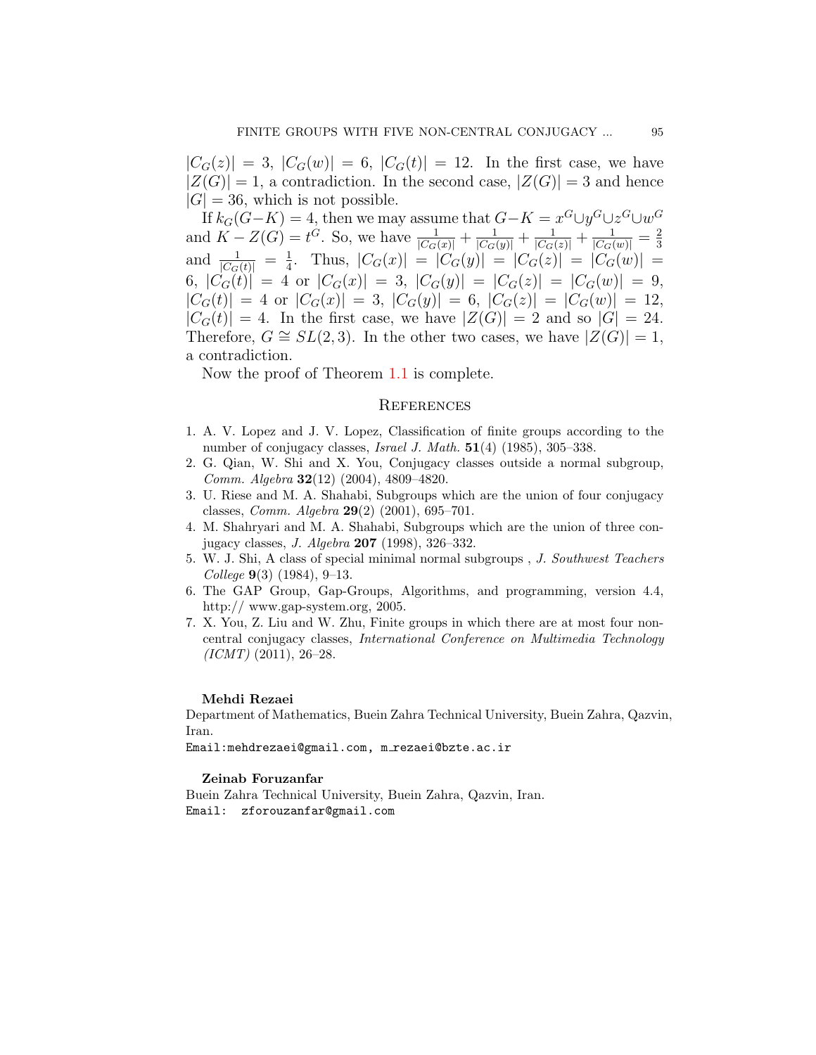$|C_G(z)| = 3$, $|C_G(w)| = 6$, $|C_G(t)| = 12$. In the first case, we have $|Z(G)| = 1$, a contradiction. In the second case, $|Z(G)| = 3$ and hence $|G| = 36$, which is not possible.

If $k_G(G-K) = 4$, then we may assume that $G-K = x^G \cup y^G \cup z^G \cup w^G$ and $K - Z(G) = t^G$. So, we have $\frac{1}{|C_G(x)|} + \frac{1}{|C_G(y)|} + \frac{1}{|C_G(z)|} + \frac{1}{|C_G(w)|} = \frac{2}{3}$ and $\frac{1}{|C_G(t)|} = \frac{1}{4}$. Thus, $|C_G(x)| = |C_G(y)| = |C_G(z)| = |C_G(w)| = 6$, $|C_G(t)| = 4$ or $|C_G(x)| = 3$, $|C_G(y)| = |C_G(z)| = |C_G(w)| = 9$, $|C_G(t)| = 4$ or $|C_G(x)| = 3$, $|C_G(y)| = 6$, $|C_G(z)| = |C_G(w)| = 12$, $|C_G(t)| = 4$. In the first case, we have $|Z(G)| = 2$ and so $|G| = 24$. Therefore, $G \cong SL(2,3)$. In the other two cases, we have $|Z(G)| = 1$, a contradiction.

Now the proof of Theorem 1.1 is complete.

## References

1. A. V. Lopez and J. V. Lopez, Classification of finite groups according to the number of conjugacy classes, *Israel J. Math.* **51**(4) (1985), 305–338.
2. G. Qian, W. Shi and X. You, Conjugacy classes outside a normal subgroup, *Comm. Algebra* **32**(12) (2004), 4809–4820.
3. U. Riese and M. A. Shahabi, Subgroups which are the union of four conjugacy classes, *Comm. Algebra* **29**(2) (2001), 695–701.
4. M. Shahryari and M. A. Shahabi, Subgroups which are the union of three conjugacy classes, *J. Algebra* **207** (1998), 326–332.
5. W. J. Shi, A class of special minimal normal subgroups , *J. Southwest Teachers College* **9**(3) (1984), 9–13.
6. The GAP Group, Gap-Groups, Algorithms, and programming, version 4.4, http:// www.gap-system.org, 2005.
7. X. You, Z. Liu and W. Zhu, Finite groups in which there are at most four non-central conjugacy classes, *International Conference on Multimedia Technology (ICMT)* (2011), 26–28.

**Mehdi Rezaei**

Department of Mathematics, Buein Zahra Technical University, Buein Zahra, Qazvin, Iran.

Email:mehdrezaei@gmail.com, m_rezaei@bzte.ac.ir

**Zeinab Foruzanfar**

Buein Zahra Technical University, Buein Zahra, Qazvin, Iran.

Email: zforouzanfar@gmail.com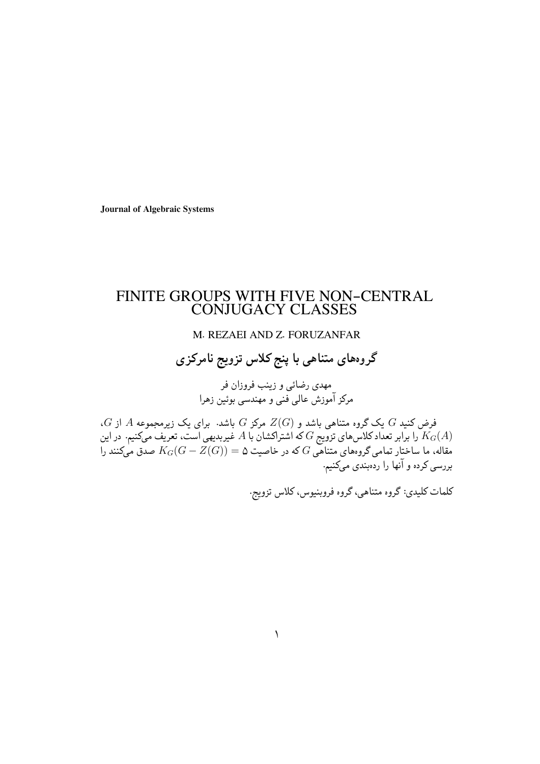**Journal of Algebraic Systems**

# FINITE GROUPS WITH FIVE NON-CENTRAL CONJUGACY CLASSES

M. REZAEI AND Z. FORUZANFAR

## گروه‌های متناهی با پنج کلاس تزویج نامرکزی

مهدی رضائی و زینب فروزان فر

مرکز آموزش عالی فنی و مهندسی بوئین زهرا

فرض کنید $G$ یک گروه متناهی باشد و $Z(G)$ مرکز $G$ باشد. برای یک زیرمجموعه $A$ از $G$، $K_G(A)$ را برابر تعداد کلاس‌های تزویج $G$ که اشتراکشان با $A$ غیربدیهی است، تعریف می‌کنیم. در این مقاله، ما ساختار تمامی گروه‌های متناهی $G$ که در خاصیت $K_G(G - Z(G)) = ۵$ صدق می‌کنند را بررسی کرده و آنها را رده‌بندی می‌کنیم.

کلمات کلیدی: گروه متناهی، گروه فروبنیوس، کلاس تزویج.